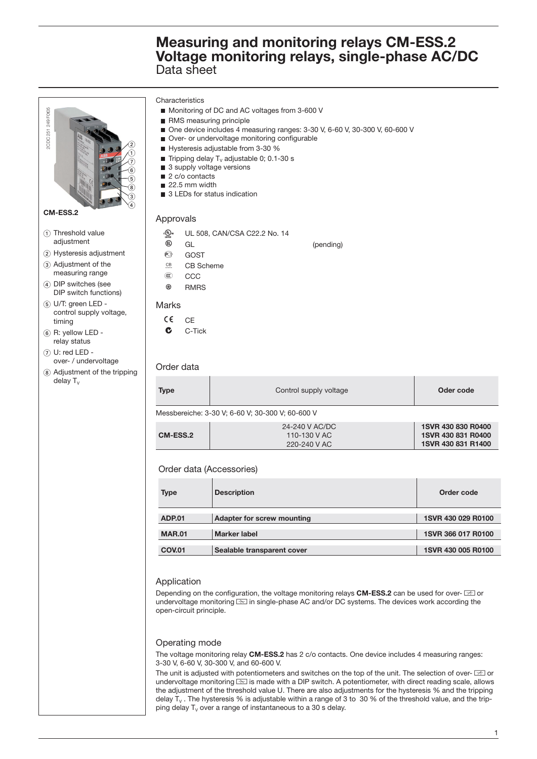# Measuring and monitoring relays CM-ESS.2
# Voltage monitoring relays, single-phase AC/DC

Data sheet

**CM-ESS.2**

1. Threshold value adjustment
2. Hysteresis adjustment
3. Adjustment of the measuring range
4. DIP switches (see DIP switch functions)
5. U/T: green LED - control supply voltage, timing
6. R: yellow LED - relay status
7. U: red LED - over- / undervoltage
8. Adjustment of the tripping delay $T_v$

Characteristics

- Monitoring of DC and AC voltages from 3-600 V
- RMS measuring principle
- One device includes 4 measuring ranges: 3-30 V, 6-60 V, 30-300 V, 60-600 V
- Over- or undervoltage monitoring configurable
- Hysteresis adjustable from 3-30 %
- Tripping delay $T_v$ adjustable 0; 0.1-30 s
- 3 supply voltage versions
- 2 c/o contacts
- 22.5 mm width
- 3 LEDs for status indication

## Approvals

- UL 508, CAN/CSA C22.2 No. 14
- GL (pending)
- GOST
- CB Scheme
- CCC
- RMRS

## Marks

- CE
- C-Tick

## Order data

| Type | Control supply voltage | Oder code |
|---|---|---|
| Messbereiche: 3-30 V; 6-60 V; 30-300 V; 60-600 V | | |
| CM-ESS.2 | 24-240 V AC/DC | **1SVR 430 830 R0400** |
| | 110-130 V AC | **1SVR 430 831 R0400** |
| | 220-240 V AC | **1SVR 430 831 R1400** |

## Order data (Accessories)

| Type | Description | Order code |
|---|---|---|
| **ADP.01** | **Adapter for screw mounting** | **1SVR 430 029 R0100** |
| **MAR.01** | **Marker label** | **1SVR 366 017 R0100** |
| **COV.01** | **Sealable transparent cover** | **1SVR 430 005 R0100** |

## Application

Depending on the configuration, the voltage monitoring relays **CM-ESS.2** can be used for over- or undervoltage monitoring in single-phase AC and/or DC systems. The devices work according the open-circuit principle.

## Operating mode

The voltage monitoring relay **CM-ESS.2** has 2 c/o contacts. One device includes 4 measuring ranges: 3-30 V, 6-60 V, 30-300 V, and 60-600 V.

The unit is adjusted with potentiometers and switches on the top of the unit. The selection of over- or undervoltage monitoring is made with a DIP switch. A potentiometer, with direct reading scale, allows the adjustment of the threshold value U. There are also adjustments for the hysteresis % and the tripping delay $T_v$. The hysteresis % is adjustable within a range of 3 to 30 % of the threshold value, and the tripping delay $T_v$ over a range of instantaneous to a 30 s delay.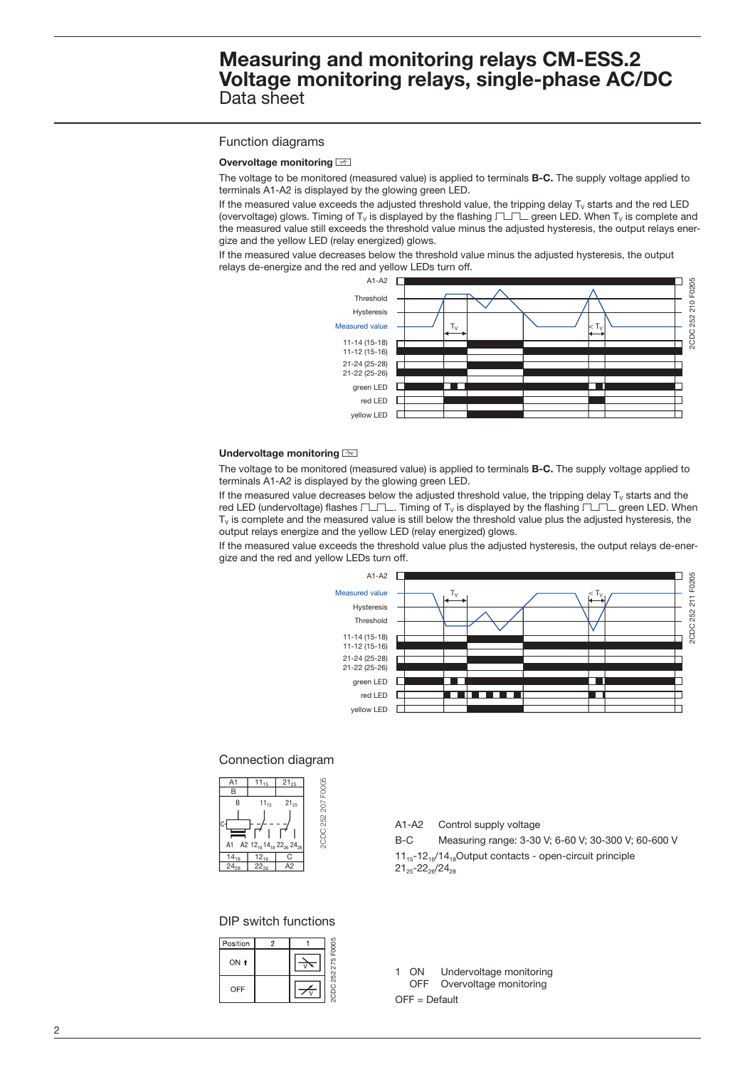# Measuring and monitoring relays CM-ESS.2 Voltage monitoring relays, single-phase AC/DC

Data sheet

## Function diagrams

### Overvoltage monitoring

The voltage to be monitored (measured value) is applied to terminals **B-C.** The supply voltage applied to terminals A1-A2 is displayed by the glowing green LED.

If the measured value exceeds the adjusted threshold value, the tripping delay $T_V$ starts and the red LED (overvoltage) glows. Timing of $T_V$ is displayed by the flashing green LED. When $T_V$ is complete and the measured value still exceeds the threshold value minus the adjusted hysteresis, the output relays energize and the yellow LED (relay energized) glows.

If the measured value decreases below the threshold value minus the adjusted hysteresis, the output relays de-energize and the red and yellow LEDs turn off.

2CDC 252 210 F0205

### Undervoltage monitoring

The voltage to be monitored (measured value) is applied to terminals **B-C.** The supply voltage applied to terminals A1-A2 is displayed by the glowing green LED.

If the measured value decreases below the adjusted threshold value, the tripping delay $T_V$ starts and the red LED (undervoltage) flashes. Timing of $T_V$ is displayed by the flashing green LED. When $T_V$ is complete and the measured value is still below the threshold value plus the adjusted hysteresis, the output relays energize and the yellow LED (relay energized) glows.

If the measured value exceeds the threshold value plus the adjusted hysteresis, the output relays de-energize and the red and yellow LEDs turn off.

2CDC 252 211 F0205

## Connection diagram

2CDC 252 207 F0005

A1-A2 Control supply voltage

B-C Measuring range: 3-30 V; 6-60 V; 30-300 V; 60-600 V

$11_{15}$-$12_{16}$/$14_{18}$ Output contacts - open-circuit principle
$21_{25}$-$22_{26}$/$24_{28}$

## DIP switch functions

2CDC 252 275 F0005

1 ON Undervoltage monitoring
OFF Overvoltage monitoring

OFF = Default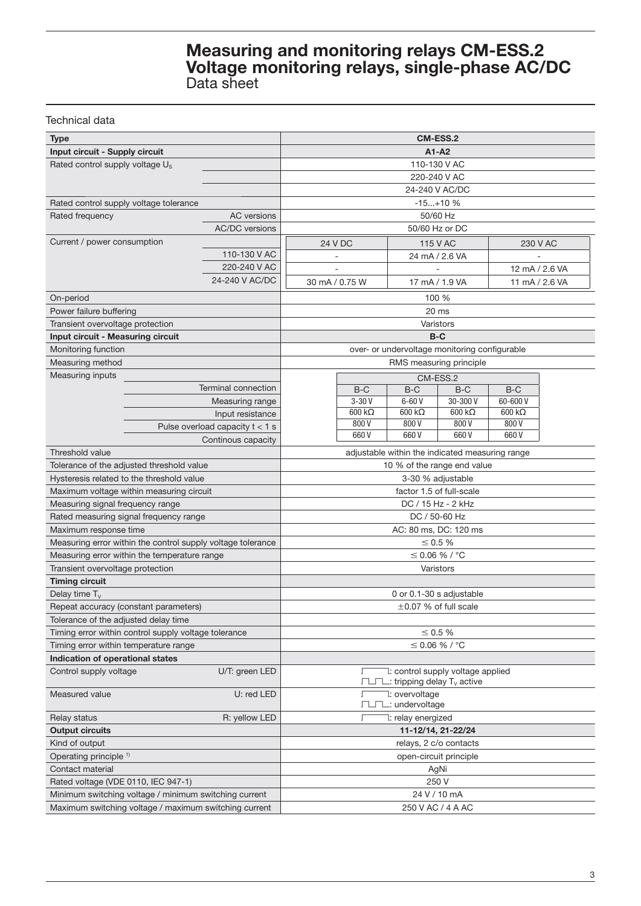# Measuring and monitoring relays CM-ESS.2
# Voltage monitoring relays, single-phase AC/DC
Data sheet

## Technical data

| Type | | CM-ESS.2 | | | |
|---|---|---|---|---|---|
| **Input circuit - Supply circuit** | | **A1-A2** | | | |
| Rated control supply voltage $U_s$ | | 110-130 V AC | | | |
| | | 220-240 V AC | | | |
| | | 24-240 V AC/DC | | | |
| Rated control supply voltage tolerance | | -15...+10 % | | | |
| Rated frequency | AC versions | 50/60 Hz | | | |
| | AC/DC versions | 50/60 Hz or DC | | | |
| Current / power consumption | | 24 V DC | 115 V AC | 230 V AC | |
| | 110-130 V AC | - | 24 mA / 2.6 VA | - | |
| | 220-240 V AC | - | - | 12 mA / 2.6 VA | |
| | 24-240 V AC/DC | 30 mA / 0.75 W | 17 mA / 1.9 VA | 11 mA / 2.6 VA | |
| On-period | | 100 % | | | |
| Power failure buffering | | 20 ms | | | |
| Transient overvoltage protection | | Varistors | | | |
| **Input circuit - Measuring circuit** | | **B-C** | | | |
| Monitoring function | | over- or undervoltage monitoring configurable | | | |
| Measuring method | | RMS measuring principle | | | |
| Measuring inputs | | CM-ESS.2 | | | |
| | Terminal connection | B-C | B-C | B-C | B-C |
| | Measuring range | 3-30 V | 6-60 V | 30-300 V | 60-600 V |
| | Input resistance | 600 kΩ | 600 kΩ | 600 kΩ | 600 kΩ |
| | Pulse overload capacity t < 1 s | 800 V | 800 V | 800 V | 800 V |
| | Continous capacity | 660 V | 660 V | 660 V | 660 V |
| Threshold value | | adjustable within the indicated measuring range | | | |
| Tolerance of the adjusted threshold value | | 10 % of the range end value | | | |
| Hysteresis related to the threshold value | | 3-30 % adjustable | | | |
| Maximum voltage within measuring circuit | | factor 1.5 of full-scale | | | |
| Measuring signal frequency range | | DC / 15 Hz - 2 kHz | | | |
| Rated measuring signal frequency range | | DC / 50-60 Hz | | | |
| Maximum response time | | AC: 80 ms, DC: 120 ms | | | |
| Measuring error within the control supply voltage tolerance | | ≤ 0.5 % | | | |
| Measuring error within the temperature range | | ≤ 0.06 % / °C | | | |
| Transient overvoltage protection | | Varistors | | | |
| **Timing circuit** | | | | | |
| Delay time $T_v$ | | 0 or 0.1-30 s adjustable | | | |
| Repeat accuracy (constant parameters) | | ±0.07 % of full scale | | | |
| Tolerance of the adjusted delay time | | | | | |
| Timing error within control supply voltage tolerance | | ≤ 0.5 % | | | |
| Timing error within temperature range | | ≤ 0.06 % / °C | | | |
| **Indication of operational states** | | | | | |
| Control supply voltage | U/T: green LED | ⎍: control supply voltage applied; ⎍⎍: tripping delay $T_v$ active | | | |
| Measured value | U: red LED | ⎍: overvoltage; ⎍⎍: undervoltage | | | |
| Relay status | R: yellow LED | ⎍: relay energized | | | |
| **Output circuits** | | **11-12/14, 21-22/24** | | | |
| Kind of output | | relays, 2 c/o contacts | | | |
| Operating principle [1] | | open-circuit principle | | | |
| Contact material | | AgNi | | | |
| Rated voltage (VDE 0110, IEC 947-1) | | 250 V | | | |
| Minimum switching voltage / minimum switching current | | 24 V / 10 mA | | | |
| Maximum switching voltage / maximum switching current | | 250 V AC / 4 A AC | | | |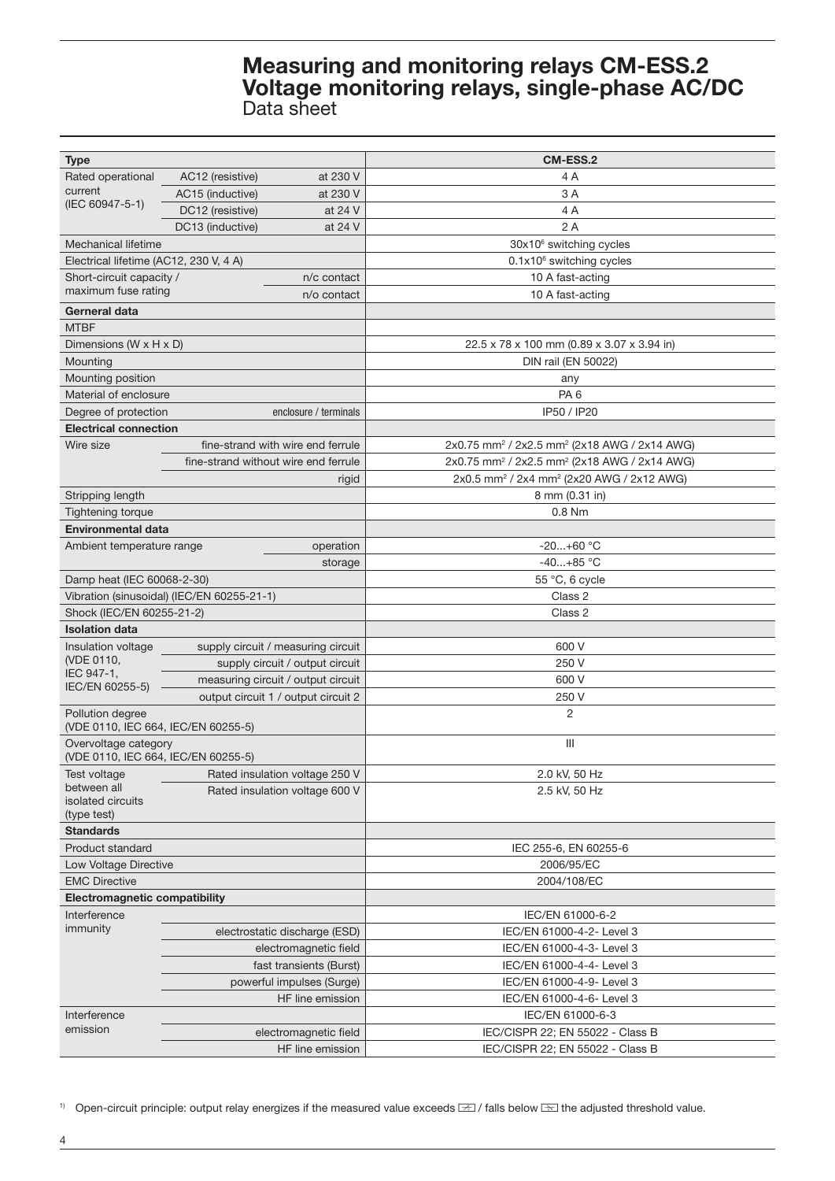# Measuring and monitoring relays CM-ESS.2
## Voltage monitoring relays, single-phase AC/DC
Data sheet

| Type | | | CM-ESS.2 |
|---|---|---|---|
| Rated operational current (IEC 60947-5-1) | AC12 (resistive) | at 230 V | 4 A |
| | AC15 (inductive) | at 230 V | 3 A |
| | DC12 (resistive) | at 24 V | 4 A |
| | DC13 (inductive) | at 24 V | 2 A |
| Mechanical lifetime | | | $30x10^6$ switching cycles |
| Electrical lifetime (AC12, 230 V, 4 A) | | | $0.1x10^6$ switching cycles |
| Short-circuit capacity / maximum fuse rating | | n/c contact | 10 A fast-acting |
| | | n/o contact | 10 A fast-acting |
| **Gerneral data** | | | |
| MTBF | | | |
| Dimensions (W x H x D) | | | 22.5 x 78 x 100 mm (0.89 x 3.07 x 3.94 in) |
| Mounting | | | DIN rail (EN 50022) |
| Mounting position | | | any |
| Material of enclosure | | | PA 6 |
| Degree of protection | | enclosure / terminals | IP50 / IP20 |
| **Electrical connection** | | | |
| Wire size | fine-strand with wire end ferrule | | 2x0.75 mm² / 2x2.5 mm² (2x18 AWG / 2x14 AWG) |
| | fine-strand without wire end ferrule | | 2x0.75 mm² / 2x2.5 mm² (2x18 AWG / 2x14 AWG) |
| | | rigid | 2x0.5 mm² / 2x4 mm² (2x20 AWG / 2x12 AWG) |
| Stripping length | | | 8 mm (0.31 in) |
| Tightening torque | | | 0.8 Nm |
| **Environmental data** | | | |
| Ambient temperature range | | operation | -20...+60 °C |
| | | storage | -40...+85 °C |
| Damp heat (IEC 60068-2-30) | | | 55 °C, 6 cycle |
| Vibration (sinusoidal) (IEC/EN 60255-21-1) | | | Class 2 |
| Shock (IEC/EN 60255-21-2) | | | Class 2 |
| **Isolation data** | | | |
| Insulation voltage (VDE 0110, IEC 947-1, IEC/EN 60255-5) | supply circuit / measuring circuit | | 600 V |
| | supply circuit / output circuit | | 250 V |
| | measuring circuit / output circuit | | 600 V |
| | output circuit 1 / output circuit 2 | | 250 V |
| Pollution degree (VDE 0110, IEC 664, IEC/EN 60255-5) | | | 2 |
| Overvoltage category (VDE 0110, IEC 664, IEC/EN 60255-5) | | | III |
| Test voltage between all isolated circuits (type test) | Rated insulation voltage 250 V | | 2.0 kV, 50 Hz |
| | Rated insulation voltage 600 V | | 2.5 kV, 50 Hz |
| **Standards** | | | |
| Product standard | | | IEC 255-6, EN 60255-6 |
| Low Voltage Directive | | | 2006/95/EC |
| EMC Directive | | | 2004/108/EC |
| **Electromagnetic compatibility** | | | |
| Interference immunity | | | IEC/EN 61000-6-2 |
| | electrostatic discharge (ESD) | | IEC/EN 61000-4-2- Level 3 |
| | electromagnetic field | | IEC/EN 61000-4-3- Level 3 |
| | fast transients (Burst) | | IEC/EN 61000-4-4- Level 3 |
| | powerful impulses (Surge) | | IEC/EN 61000-4-9- Level 3 |
| | HF line emission | | IEC/EN 61000-4-6- Level 3 |
| Interference emission | | | IEC/EN 61000-6-3 |
| | electromagnetic field | | IEC/CISPR 22; EN 55022 - Class B |
| | HF line emission | | IEC/CISPR 22; EN 55022 - Class B |

[1] Open-circuit principle: output relay energizes if the measured value exceeds / falls below the adjusted threshold value.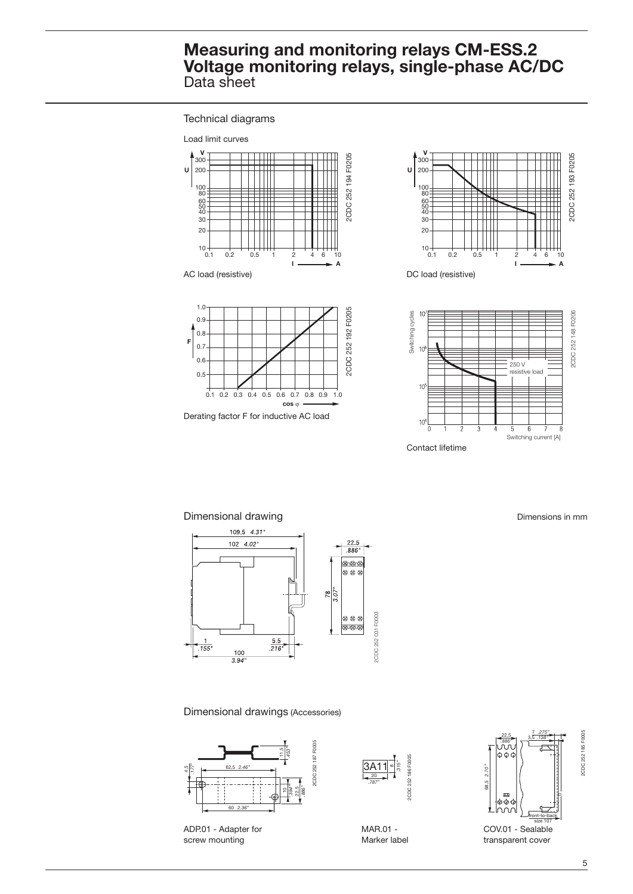# Measuring and monitoring relays CM-ESS.2 Voltage monitoring relays, single-phase AC/DC

Data sheet

## Technical diagrams

Load limit curves

AC load (resistive)

DC load (resistive)

Derating factor F for inductive AC load

Contact lifetime

## Dimensional drawing

Dimensions in mm

## Dimensional drawings (Accessories)

ADP.01 - Adapter for screw mounting

MAR.01 - Marker label

COV.01 - Sealable transparent cover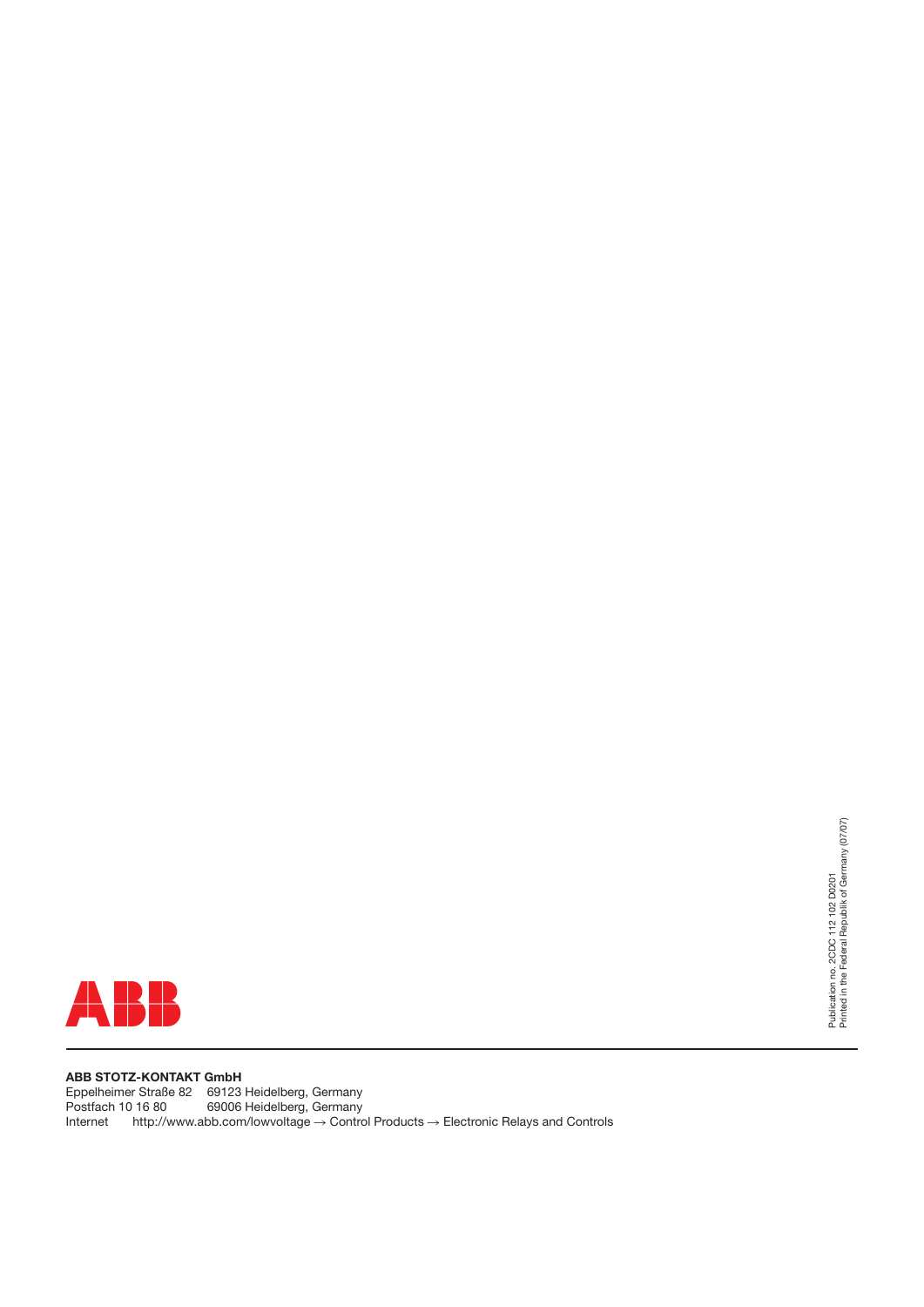**ABB STOTZ-KONTAKT GmbH**
Eppelheimer Straße 82 69123 Heidelberg, Germany
Postfach 10 16 80 69006 Heidelberg, Germany
Internet http://www.abb.com/lowvoltage → Control Products → Electronic Relays and Controls

Publication no. 2CDC 112 102 D0201
Printed in the Federal Republik of Germany (07/07)